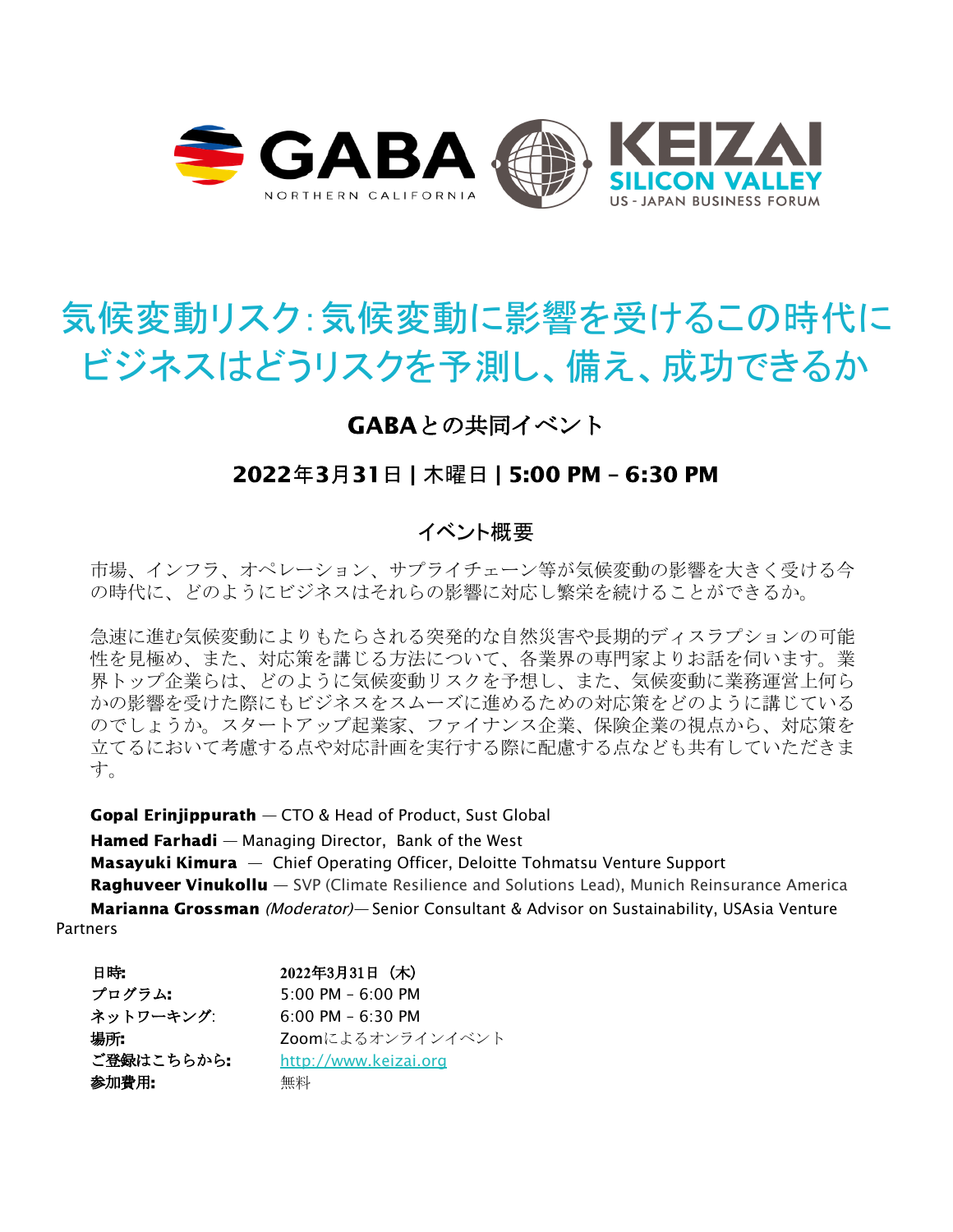# 気候変動リスク:気候変動に影響を受けるこの時代にビジネスはどうリスクを予測し、備え、成功できるか

### GABAとの共同イベント

### 2022年3月31日 | 木曜日 | 5:00 PM – 6:30 PM

## イベント概要

市場、インフラ、オペレーション、サプライチェーン等が気候変動の影響を大きく受ける今の時代に、どのようにビジネスはそれらの影響に対応し繁栄を続けることができるか。

急速に進む気候変動によりもたらされる突発的な自然災害や長期的ディスラプションの可能性を見極め、また、対応策を講じる方法について、各業界の専門家よりお話を伺います。業界トップ企業らは、どのように気候変動リスクを予想し、また、気候変動に業務運営上何らかの影響を受けた際にもビジネスをスムーズに進めるための対応策をどのように講じているのでしょうか。スタートアップ起業家、ファイナンス企業、保険企業の視点から、対応策を立てるにおいて考慮する点や対応計画を実行する際に配慮する点なども共有していただきます。

**Gopal Erinjippurath** — CTO & Head of Product, Sust Global
**Hamed Farhadi** — Managing Director, Bank of the West
**Masayuki Kimura** — Chief Operating Officer, Deloitte Tohmatsu Venture Support
**Raghuveer Vinukollu** — SVP (Climate Resilience and Solutions Lead), Munich Reinsurance America
**Marianna Grossman** *(Moderator)*— Senior Consultant & Advisor on Sustainability, USAsia Venture Partners

| | |
|---|---|
| **日時:** | 2022年3月31日（木） |
| **プログラム:** | 5:00 PM – 6:00 PM |
| **ネットワーキング:** | 6:00 PM – 6:30 PM |
| **場所:** | Zoomによるオンラインイベント |
| **ご登録はこちらから:** | [http://www.keizai.org](http://www.keizai.org) |
| **参加費用:** | 無料 |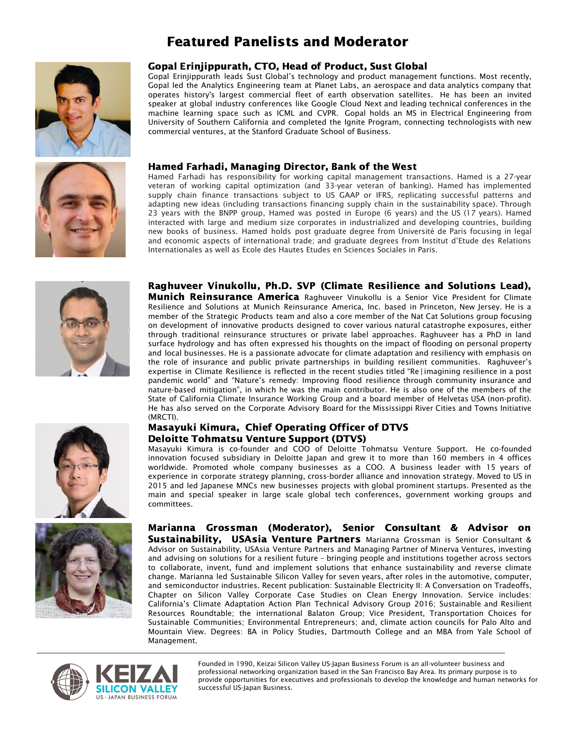# Featured Panelists and Moderator

### Gopal Erinjippurath, CTO, Head of Product, Sust Global

Gopal Erinjippurath leads Sust Global's technology and product management functions. Most recently, Gopal led the Analytics Engineering team at Planet Labs, an aerospace and data analytics company that operates history's largest commercial fleet of earth observation satellites. He has been an invited speaker at global industry conferences like Google Cloud Next and leading technical conferences in the machine learning space such as ICML and CVPR. Gopal holds an MS in Electrical Engineering from University of Southern California and completed the Ignite Program, connecting technologists with new commercial ventures, at the Stanford Graduate School of Business.

### Hamed Farhadi, Managing Director, Bank of the West

Hamed Farhadi has responsibility for working capital management transactions. Hamed is a 27-year veteran of working capital optimization (and 33-year veteran of banking). Hamed has implemented supply chain finance transactions subject to US GAAP or IFRS, replicating successful patterns and adapting new ideas (including transactions financing supply chain in the sustainability space). Through 23 years with the BNPP group, Hamed was posted in Europe (6 years) and the US (17 years). Hamed interacted with large and medium size corporates in industrialized and developing countries, building new books of business. Hamed holds post graduate degree from Université de Paris focusing in legal and economic aspects of international trade; and graduate degrees from Institut d'Etude des Relations Internationales as well as Ecole des Hautes Etudes en Sciences Sociales in Paris.

### Raghuveer Vinukollu, Ph.D. SVP (Climate Resilience and Solutions Lead), Munich Reinsurance America

Raghuveer Vinukollu is a Senior Vice President for Climate Resilience and Solutions at Munich Reinsurance America, Inc. based in Princeton, New Jersey. He is a member of the Strategic Products team and also a core member of the Nat Cat Solutions group focusing on development of innovative products designed to cover various natural catastrophe exposures, either through traditional reinsurance structures or private label approaches. Raghuveer has a PhD in land surface hydrology and has often expressed his thoughts on the impact of flooding on personal property and local businesses. He is a passionate advocate for climate adaptation and resiliency with emphasis on the role of insurance and public private partnerships in building resilient communities. Raghuveer's expertise in Climate Resilience is reflected in the recent studies titled "Re|imagining resilience in a post pandemic world" and "Nature's remedy: Improving flood resilience through community insurance and nature-based mitigation", in which he was the main contributor. He is also one of the members of the State of California Climate Insurance Working Group and a board member of Helvetas USA (non-profit). He has also served on the Corporate Advisory Board for the Mississippi River Cities and Towns Initiative (MRCTI).

### Masayuki Kimura, Chief Operating Officer of DTVS Deloitte Tohmatsu Venture Support (DTVS)

Masayuki Kimura is co-founder and COO of Deloitte Tohmatsu Venture Support. He co-founded innovation focused subsidiary in Deloitte Japan and grew it to more than 160 members in 4 offices worldwide. Promoted whole company businesses as a COO. A business leader with 15 years of experience in corporate strategy planning, cross-border alliance and innovation strategy. Moved to US in 2015 and led Japanese MNCs new businesses projects with global prominent startups. Presented as the main and special speaker in large scale global tech conferences, government working groups and committees.

### Marianna Grossman (Moderator), Senior Consultant & Advisor on Sustainability, USAsia Venture Partners

Marianna Grossman is Senior Consultant & Advisor on Sustainability, USAsia Venture Partners and Managing Partner of Minerva Ventures, investing and advising on solutions for a resilient future – bringing people and institutions together across sectors to collaborate, invent, fund and implement solutions that enhance sustainability and reverse climate change. Marianna led Sustainable Silicon Valley for seven years, after roles in the automotive, computer, and semiconductor industries. Recent publication: Sustainable Electricity II: A Conversation on Tradeoffs, Chapter on Silicon Valley Corporate Case Studies on Clean Energy Innovation. Service includes: California's Climate Adaptation Action Plan Technical Advisory Group 2016; Sustainable and Resilient Resources Roundtable; the international Balaton Group; Vice President, Transportation Choices for Sustainable Communities; Environmental Entrepreneurs; and, climate action councils for Palo Alto and Mountain View. Degrees: BA in Policy Studies, Dartmouth College and an MBA from Yale School of Management.

---

KEIZAI SILICON VALLEY US - JAPAN BUSINESS FORUM

Founded in 1990, Keizai Silicon Valley US-Japan Business Forum is an all-volunteer business and professional networking organization based in the San Francisco Bay Area. Its primary purpose is to provide opportunities for executives and professionals to develop the knowledge and human networks for successful US-Japan Business.